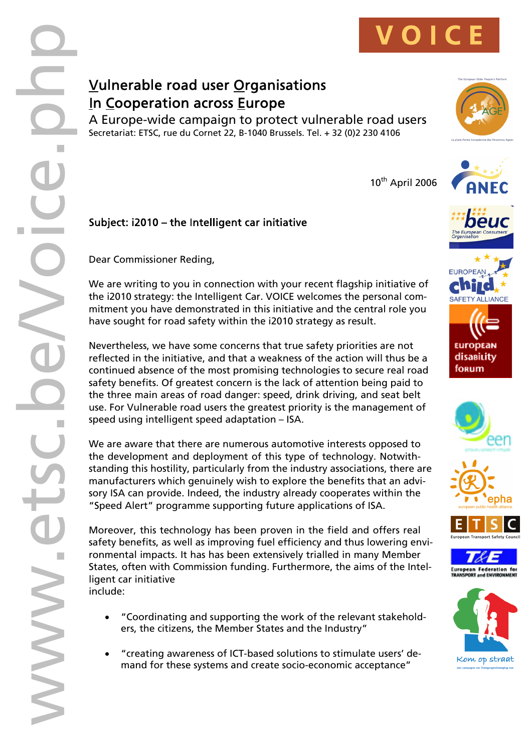# VOICE

## Vulnerable road user Organisations In Cooperation across Europe

A Europe-wide campaign to protect vulnerable road users

Secretariat: ETSC, rue du Cornet 22, B-1040 Brussels. Tel. + 32 (0)2 230 4106

10th April 2006

**Subject: i2010 – the Intelligent car initiative**

Dear Commissioner Reding,

We are writing to you in connection with your recent flagship initiative of the i2010 strategy: the Intelligent Car. VOICE welcomes the personal commitment you have demonstrated in this initiative and the central role you have sought for road safety within the i2010 strategy as result.

Nevertheless, we have some concerns that true safety priorities are not reflected in the initiative, and that a weakness of the action will thus be a continued absence of the most promising technologies to secure real road safety benefits. Of greatest concern is the lack of attention being paid to the three main areas of road danger: speed, drink driving, and seat belt use. For Vulnerable road users the greatest priority is the management of speed using intelligent speed adaptation – ISA.

We are aware that there are numerous automotive interests opposed to the development and deployment of this type of technology. Notwithstanding this hostility, particularly from the industry associations, there are manufacturers which genuinely wish to explore the benefits that an advisory ISA can provide. Indeed, the industry already cooperates within the "Speed Alert" programme supporting future applications of ISA.

Moreover, this technology has been proven in the field and offers real safety benefits, as well as improving fuel efficiency and thus lowering environmental impacts. It has has been extensively trialled in many Member States, often with Commission funding. Furthermore, the aims of the Intelligent car initiative include:

- "Coordinating and supporting the work of the relevant stakeholders, the citizens, the Member States and the Industry"
- "creating awareness of ICT-based solutions to stimulate users' demand for these systems and create socio-economic acceptance"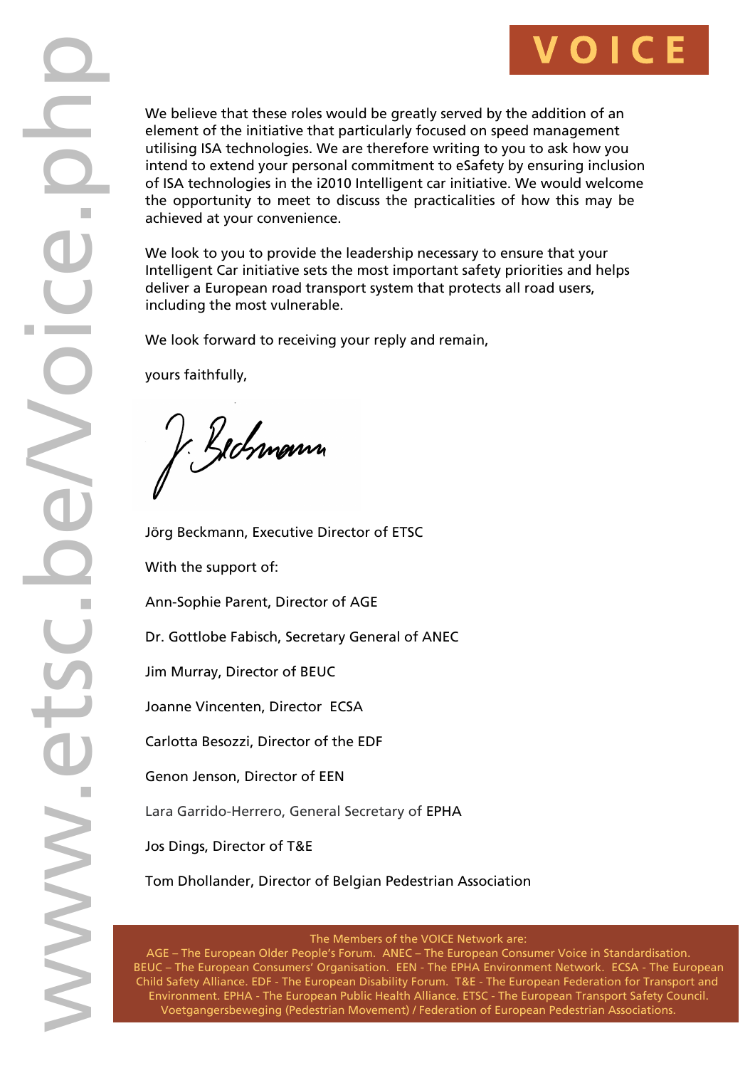We believe that these roles would be greatly served by the addition of an element of the initiative that particularly focused on speed management utilising ISA technologies. We are therefore writing to you to ask how you intend to extend your personal commitment to eSafety by ensuring inclusion of ISA technologies in the i2010 Intelligent car initiative. We would welcome the opportunity to meet to discuss the practicalities of how this may be achieved at your convenience.

We look to you to provide the leadership necessary to ensure that your Intelligent Car initiative sets the most important safety priorities and helps deliver a European road transport system that protects all road users, including the most vulnerable.

We look forward to receiving your reply and remain,

yours faithfully,

Jörg Beckmann, Executive Director of ETSC

With the support of:

Ann-Sophie Parent, Director of AGE

Dr. Gottlobe Fabisch, Secretary General of ANEC

Jim Murray, Director of BEUC

Joanne Vincenten, Director ECSA

Carlotta Besozzi, Director of the EDF

Genon Jenson, Director of EEN

Lara Garrido-Herrero, General Secretary of EPHA

Jos Dings, Director of T&E

Tom Dhollander, Director of Belgian Pedestrian Association

The Members of the VOICE Network are:
AGE – The European Older People's Forum. ANEC – The European Consumer Voice in Standardisation. BEUC – The European Consumers' Organisation. EEN - The EPHA Environment Network. ECSA - The European Child Safety Alliance. EDF - The European Disability Forum. T&E - The European Federation for Transport and Environment. EPHA - The European Public Health Alliance. ETSC - The European Transport Safety Council. Voetgangersbeweging (Pedestrian Movement) / Federation of European Pedestrian Associations.